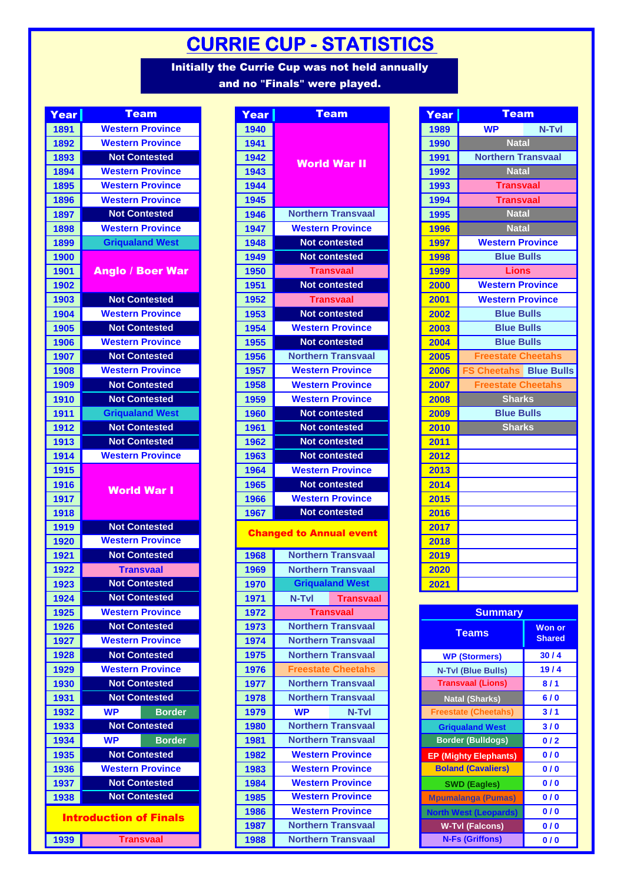# CURRIE CUP - STATISTICS

**Initially the Currie Cup was not held annually and no "Finals" were played.**

| Year | Team | |
|---|---|---|
| 1891 | Western Province | |
| 1892 | Western Province | |
| 1893 | Not Contested | |
| 1894 | Western Province | |
| 1895 | Western Province | |
| 1896 | Western Province | |
| 1897 | Not Contested | |
| 1898 | Western Province | |
| 1899 | Griqualand West | |
| 1900 | Anglo / Boer War | |
| 1901 | Anglo / Boer War | |
| 1902 | Anglo / Boer War | |
| 1903 | Not Contested | |
| 1904 | Western Province | |
| 1905 | Not Contested | |
| 1906 | Western Province | |
| 1907 | Not Contested | |
| 1908 | Western Province | |
| 1909 | Not Contested | |
| 1910 | Not Contested | |
| 1911 | Griqualand West | |
| 1912 | Not Contested | |
| 1913 | Not Contested | |
| 1914 | Western Province | |
| 1915 | World War I | |
| 1916 | World War I | |
| 1917 | World War I | |
| 1918 | World War I | |
| 1919 | Not Contested | |
| 1920 | Western Province | |
| 1921 | Not Contested | |
| 1922 | Transvaal | |
| 1923 | Not Contested | |
| 1924 | Not Contested | |
| 1925 | Western Province | |
| 1926 | Not Contested | |
| 1927 | Western Province | |
| 1928 | Not Contested | |
| 1929 | Western Province | |
| 1930 | Not Contested | |
| 1931 | Not Contested | |
| 1932 | WP | Border |
| 1933 | Not Contested | |
| 1934 | WP | Border |
| 1935 | Not Contested | |
| 1936 | Western Province | |
| 1937 | Not Contested | |
| 1938 | Not Contested | |
| **Introduction of Finals** | | |
| 1939 | Transvaal | |

| Year | Team | |
|---|---|---|
| 1940 | World War II | |
| 1941 | World War II | |
| 1942 | World War II | |
| 1943 | World War II | |
| 1944 | World War II | |
| 1945 | World War II | |
| 1946 | Northern Transvaal | |
| 1947 | Western Province | |
| 1948 | Not contested | |
| 1949 | Not contested | |
| 1950 | Transvaal | |
| 1951 | Not contested | |
| 1952 | Transvaal | |
| 1953 | Not contested | |
| 1954 | Western Province | |
| 1955 | Not contested | |
| 1956 | Northern Transvaal | |
| 1957 | Western Province | |
| 1958 | Western Province | |
| 1959 | Western Province | |
| 1960 | Not contested | |
| 1961 | Not contested | |
| 1962 | Not contested | |
| 1963 | Not contested | |
| 1964 | Western Province | |
| 1965 | Not contested | |
| 1966 | Western Province | |
| 1967 | Not contested | |
| **Changed to Annual event** | | |
| 1968 | Northern Transvaal | |
| 1969 | Northern Transvaal | |
| 1970 | Griqualand West | |
| 1971 | N-Tvl | Transvaal |
| 1972 | Transvaal | |
| 1973 | Northern Transvaal | |
| 1974 | Northern Transvaal | |
| 1975 | Northern Transvaal | |
| 1976 | Freestate Cheetahs | |
| 1977 | Northern Transvaal | |
| 1978 | Northern Transvaal | |
| 1979 | WP | N-Tvl |
| 1980 | Northern Transvaal | |
| 1981 | Northern Transvaal | |
| 1982 | Western Province | |
| 1983 | Western Province | |
| 1984 | Western Province | |
| 1985 | Western Province | |
| 1986 | Western Province | |
| 1987 | Northern Transvaal | |
| 1988 | Northern Transvaal | |

| Year | Team | |
|---|---|---|
| 1989 | WP | N-Tvl |
| 1990 | Natal | |
| 1991 | Northern Transvaal | |
| 1992 | Natal | |
| 1993 | Transvaal | |
| 1994 | Transvaal | |
| 1995 | Natal | |
| 1996 | Natal | |
| 1997 | Western Province | |
| 1998 | Blue Bulls | |
| 1999 | Lions | |
| 2000 | Western Province | |
| 2001 | Western Province | |
| 2002 | Blue Bulls | |
| 2003 | Blue Bulls | |
| 2004 | Blue Bulls | |
| 2005 | Freestate Cheetahs | |
| 2006 | FS Cheetahs | Blue Bulls |
| 2007 | Freestate Cheetahs | |
| 2008 | Sharks | |
| 2009 | Blue Bulls | |
| 2010 | Sharks | |
| 2011 | | |
| 2012 | | |
| 2013 | | |
| 2014 | | |
| 2015 | | |
| 2016 | | |
| 2017 | | |
| 2018 | | |
| 2019 | | |
| 2020 | | |
| 2021 | | |

**Summary**

| Teams | Won or Shared |
|---|---|
| WP (Stormers) | 30 / 4 |
| N-Tvl (Blue Bulls) | 19 / 4 |
| Transvaal (Lions) | 8 / 1 |
| Natal (Sharks) | 6 / 0 |
| Freestate (Cheetahs) | 3 / 1 |
| Griqualand West | 3 / 0 |
| Border (Bulldogs) | 0 / 2 |
| EP (Mighty Elephants) | 0 / 0 |
| Boland (Cavaliers) | 0 / 0 |
| SWD (Eagles) | 0 / 0 |
| Mpumalanga (Pumas) | 0 / 0 |
| North West (Leopards) | 0 / 0 |
| W-Tvl (Falcons) | 0 / 0 |
| N-Fs (Griffons) | 0 / 0 |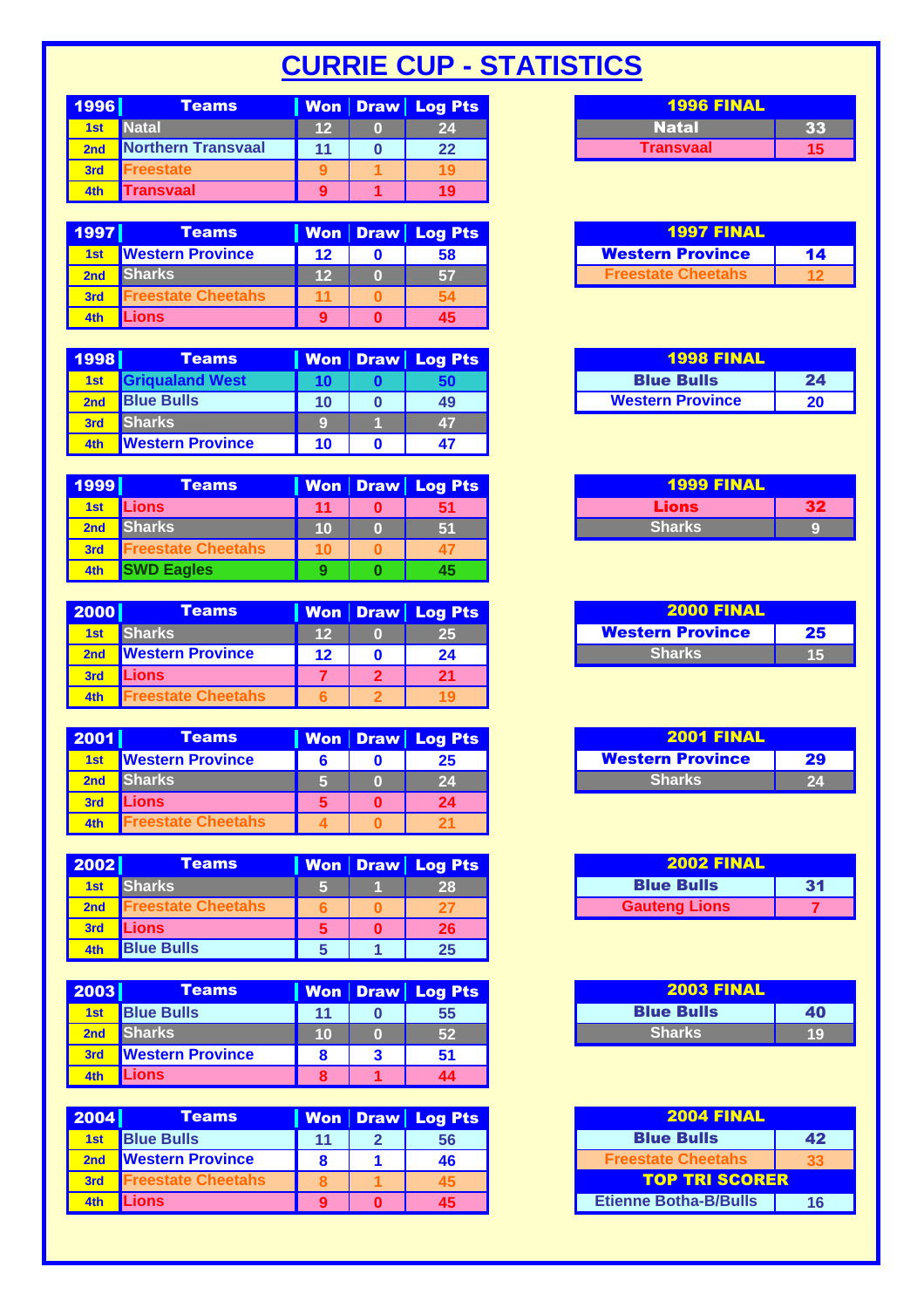# CURRIE CUP - STATISTICS

| 1996 | Teams | Won | Draw | Log Pts |
|---|---|---|---|---|
| 1st | Natal | 12 | 0 | 24 |
| 2nd | Northern Transvaal | 11 | 0 | 22 |
| 3rd | Freestate | 9 | 1 | 19 |
| 4th | Transvaal | 9 | 1 | 19 |

| 1996 FINAL | |
|---|---|
| Natal | 33 |
| Transvaal | 15 |

| 1997 | Teams | Won | Draw | Log Pts |
|---|---|---|---|---|
| 1st | Western Province | 12 | 0 | 58 |
| 2nd | Sharks | 12 | 0 | 57 |
| 3rd | Freestate Cheetahs | 11 | 0 | 54 |
| 4th | Lions | 9 | 0 | 45 |

| 1997 FINAL | |
|---|---|
| Western Province | 14 |
| Freestate Cheetahs | 12 |

| 1998 | Teams | Won | Draw | Log Pts |
|---|---|---|---|---|
| 1st | Griqualand West | 10 | 0 | 50 |
| 2nd | Blue Bulls | 10 | 0 | 49 |
| 3rd | Sharks | 9 | 1 | 47 |
| 4th | Western Province | 10 | 0 | 47 |

| 1998 FINAL | |
|---|---|
| Blue Bulls | 24 |
| Western Province | 20 |

| 1999 | Teams | Won | Draw | Log Pts |
|---|---|---|---|---|
| 1st | Lions | 11 | 0 | 51 |
| 2nd | Sharks | 10 | 0 | 51 |
| 3rd | Freestate Cheetahs | 10 | 0 | 47 |
| 4th | SWD Eagles | 9 | 0 | 45 |

| 1999 FINAL | |
|---|---|
| Lions | 32 |
| Sharks | 9 |

| 2000 | Teams | Won | Draw | Log Pts |
|---|---|---|---|---|
| 1st | Sharks | 12 | 0 | 25 |
| 2nd | Western Province | 12 | 0 | 24 |
| 3rd | Lions | 7 | 2 | 21 |
| 4th | Freestate Cheetahs | 6 | 2 | 19 |

| 2000 FINAL | |
|---|---|
| Western Province | 25 |
| Sharks | 15 |

| 2001 | Teams | Won | Draw | Log Pts |
|---|---|---|---|---|
| 1st | Western Province | 6 | 0 | 25 |
| 2nd | Sharks | 5 | 0 | 24 |
| 3rd | Lions | 5 | 0 | 24 |
| 4th | Freestate Cheetahs | 4 | 0 | 21 |

| 2001 FINAL | |
|---|---|
| Western Province | 29 |
| Sharks | 24 |

| 2002 | Teams | Won | Draw | Log Pts |
|---|---|---|---|---|
| 1st | Sharks | 5 | 1 | 28 |
| 2nd | Freestate Cheetahs | 6 | 0 | 27 |
| 3rd | Lions | 5 | 0 | 26 |
| 4th | Blue Bulls | 5 | 1 | 25 |

| 2002 FINAL | |
|---|---|
| Blue Bulls | 31 |
| Gauteng Lions | 7 |

| 2003 | Teams | Won | Draw | Log Pts |
|---|---|---|---|---|
| 1st | Blue Bulls | 11 | 0 | 55 |
| 2nd | Sharks | 10 | 0 | 52 |
| 3rd | Western Province | 8 | 3 | 51 |
| 4th | Lions | 8 | 1 | 44 |

| 2003 FINAL | |
|---|---|
| Blue Bulls | 40 |
| Sharks | 19 |

| 2004 | Teams | Won | Draw | Log Pts |
|---|---|---|---|---|
| 1st | Blue Bulls | 11 | 2 | 56 |
| 2nd | Western Province | 8 | 1 | 46 |
| 3rd | Freestate Cheetahs | 8 | 1 | 45 |
| 4th | Lions | 9 | 0 | 45 |

| 2004 FINAL | |
|---|---|
| Blue Bulls | 42 |
| Freestate Cheetahs | 33 |
| **TOP TRI SCORER** | |
| Etienne Botha-B/Bulls | 16 |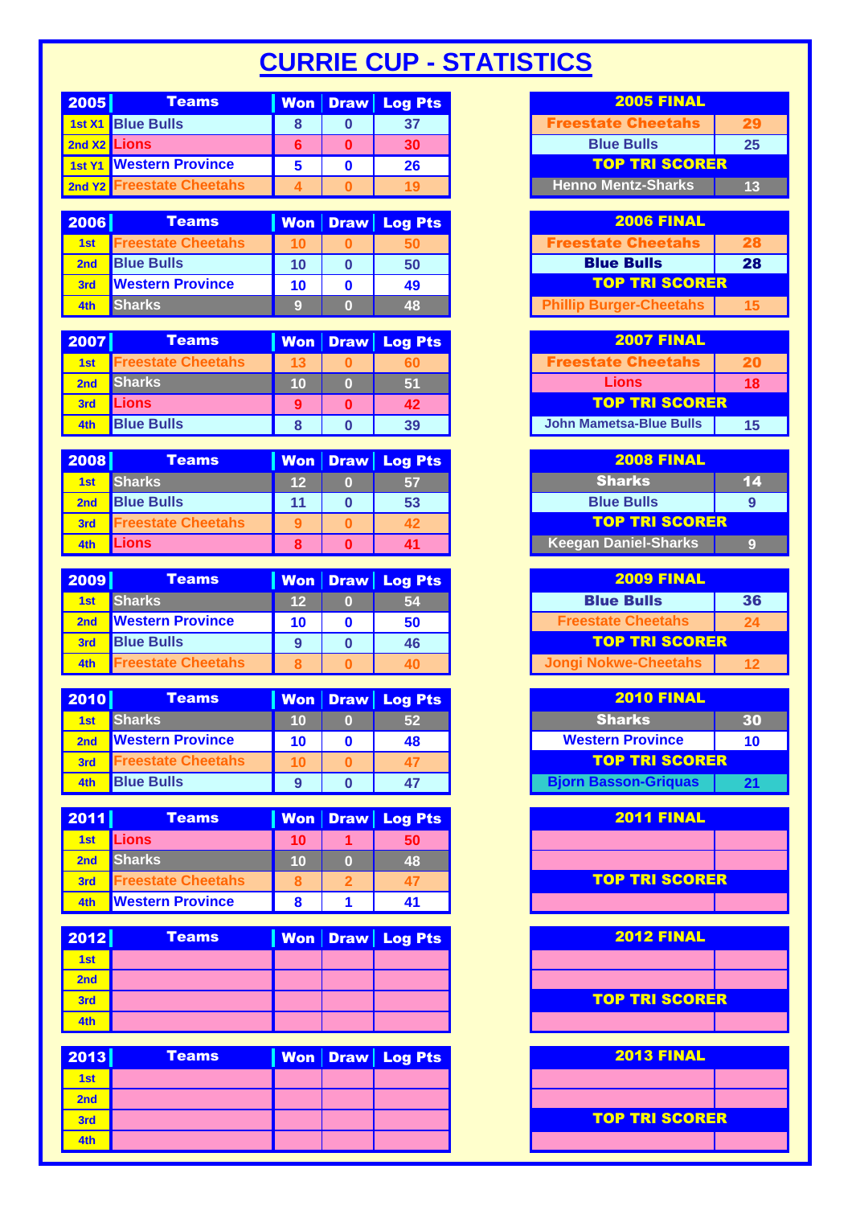# CURRIE CUP - STATISTICS

| 2005 | Teams | Won | Draw | Log Pts |
|---|---|---|---|---|
| 1st X1 | Blue Bulls | 8 | 0 | 37 |
| 2nd X2 | Lions | 6 | 0 | 30 |
| 1st Y1 | Western Province | 5 | 0 | 26 |
| 2nd Y2 | Freestate Cheetahs | 4 | 0 | 19 |

| 2005 FINAL | |
|---|---|
| Freestate Cheetahs | 29 |
| Blue Bulls | 25 |
| TOP TRI SCORER | |
| Henno Mentz-Sharks | 13 |

| 2006 | Teams | Won | Draw | Log Pts |
|---|---|---|---|---|
| 1st | Freestate Cheetahs | 10 | 0 | 50 |
| 2nd | Blue Bulls | 10 | 0 | 50 |
| 3rd | Western Province | 10 | 0 | 49 |
| 4th | Sharks | 9 | 0 | 48 |

| 2006 FINAL | |
|---|---|
| Freestate Cheetahs | 28 |
| Blue Bulls | 28 |
| TOP TRI SCORER | |
| Phillip Burger-Cheetahs | 15 |

| 2007 | Teams | Won | Draw | Log Pts |
|---|---|---|---|---|
| 1st | Freestate Cheetahs | 13 | 0 | 60 |
| 2nd | Sharks | 10 | 0 | 51 |
| 3rd | Lions | 9 | 0 | 42 |
| 4th | Blue Bulls | 8 | 0 | 39 |

| 2007 FINAL | |
|---|---|
| Freestate Cheetahs | 20 |
| Lions | 18 |
| TOP TRI SCORER | |
| John Mametsa-Blue Bulls | 15 |

| 2008 | Teams | Won | Draw | Log Pts |
|---|---|---|---|---|
| 1st | Sharks | 12 | 0 | 57 |
| 2nd | Blue Bulls | 11 | 0 | 53 |
| 3rd | Freestate Cheetahs | 9 | 0 | 42 |
| 4th | Lions | 8 | 0 | 41 |

| 2008 FINAL | |
|---|---|
| Sharks | 14 |
| Blue Bulls | 9 |
| TOP TRI SCORER | |
| Keegan Daniel-Sharks | 9 |

| 2009 | Teams | Won | Draw | Log Pts |
|---|---|---|---|---|
| 1st | Sharks | 12 | 0 | 54 |
| 2nd | Western Province | 10 | 0 | 50 |
| 3rd | Blue Bulls | 9 | 0 | 46 |
| 4th | Freestate Cheetahs | 8 | 0 | 40 |

| 2009 FINAL | |
|---|---|
| Blue Bulls | 36 |
| Freestate Cheetahs | 24 |
| TOP TRI SCORER | |
| Jongi Nokwe-Cheetahs | 12 |

| 2010 | Teams | Won | Draw | Log Pts |
|---|---|---|---|---|
| 1st | Sharks | 10 | 0 | 52 |
| 2nd | Western Province | 10 | 0 | 48 |
| 3rd | Freestate Cheetahs | 10 | 0 | 47 |
| 4th | Blue Bulls | 9 | 0 | 47 |

| 2010 FINAL | |
|---|---|
| Sharks | 30 |
| Western Province | 10 |
| TOP TRI SCORER | |
| Bjorn Basson-Griquas | 21 |

| 2011 | Teams | Won | Draw | Log Pts |
|---|---|---|---|---|
| 1st | Lions | 10 | 1 | 50 |
| 2nd | Sharks | 10 | 0 | 48 |
| 3rd | Freestate Cheetahs | 8 | 2 | 47 |
| 4th | Western Province | 8 | 1 | 41 |

| 2011 FINAL | |
|---|---|
| | |
| | |
| TOP TRI SCORER | |
| | |

| 2012 | Teams | Won | Draw | Log Pts |
|---|---|---|---|---|
| 1st | | | | |
| 2nd | | | | |
| 3rd | | | | |
| 4th | | | | |

| 2012 FINAL | |
|---|---|
| | |
| | |
| TOP TRI SCORER | |
| | |

| 2013 | Teams | Won | Draw | Log Pts |
|---|---|---|---|---|
| 1st | | | | |
| 2nd | | | | |
| 3rd | | | | |
| 4th | | | | |

| 2013 FINAL | |
|---|---|
| | |
| | |
| TOP TRI SCORER | |
| | |